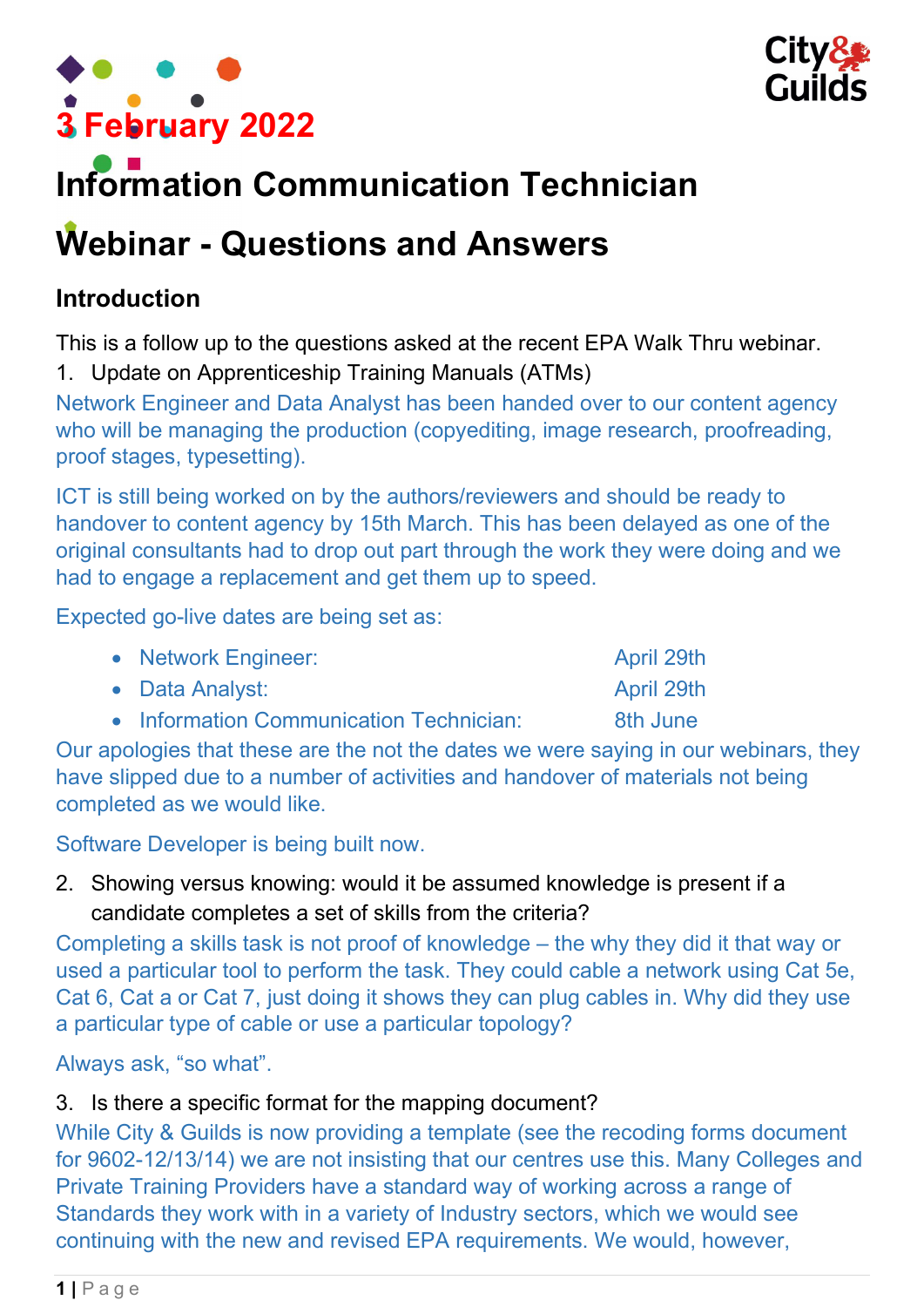3 February 2022

# Information Communication Technician

# Webinar - Questions and Answers

## Introduction

This is a follow up to the questions asked at the recent EPA Walk Thru webinar.

1. Update on Apprenticeship Training Manuals (ATMs)

Network Engineer and Data Analyst has been handed over to our content agency who will be managing the production (copyediting, image research, proofreading, proof stages, typesetting).

ICT is still being worked on by the authors/reviewers and should be ready to handover to content agency by 15th March. This has been delayed as one of the original consultants had to drop out part through the work they were doing and we had to engage a replacement and get them up to speed.

Expected go-live dates are being set as:

- Network Engineer: April 29th
- Data Analyst: April 29th
- Information Communication Technician: 8th June

Our apologies that these are the not the dates we were saying in our webinars, they have slipped due to a number of activities and handover of materials not being completed as we would like.

Software Developer is being built now.

2. Showing versus knowing: would it be assumed knowledge is present if a candidate completes a set of skills from the criteria?

Completing a skills task is not proof of knowledge – the why they did it that way or used a particular tool to perform the task. They could cable a network using Cat 5e, Cat 6, Cat a or Cat 7, just doing it shows they can plug cables in. Why did they use a particular type of cable or use a particular topology?

Always ask, "so what".

3. Is there a specific format for the mapping document?

While City & Guilds is now providing a template (see the recoding forms document for 9602-12/13/14) we are not insisting that our centres use this. Many Colleges and Private Training Providers have a standard way of working across a range of Standards they work with in a variety of Industry sectors, which we would see continuing with the new and revised EPA requirements. We would, however,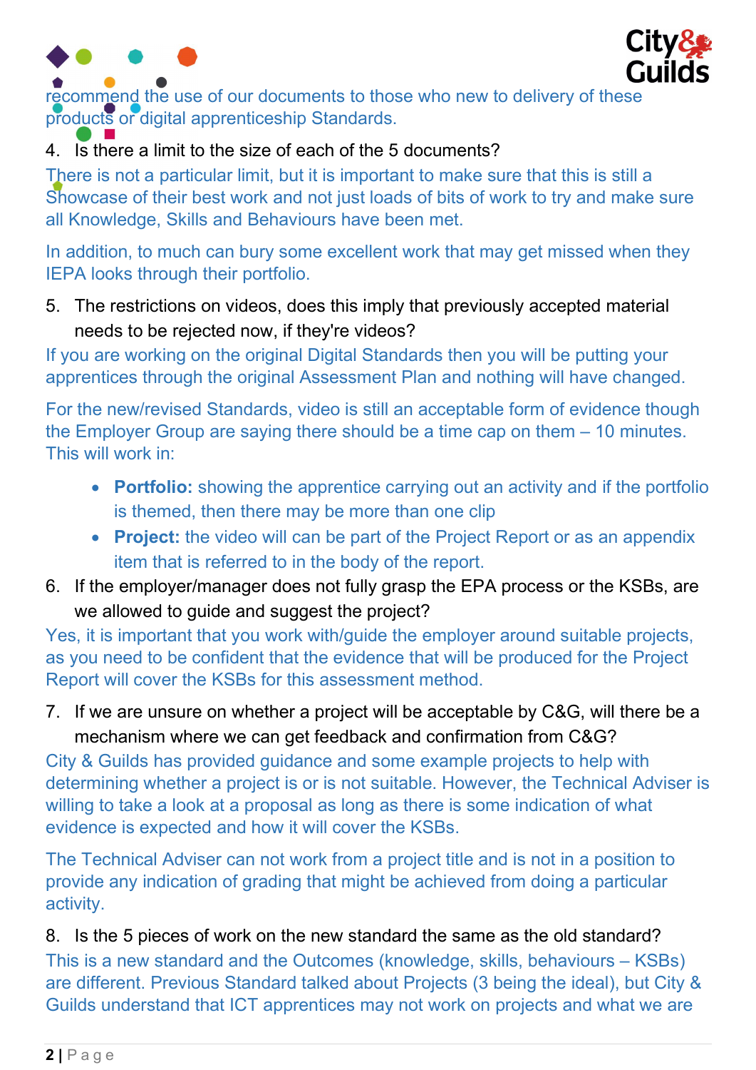recommend the use of our documents to those who new to delivery of these products or digital apprenticeship Standards.

4. Is there a limit to the size of each of the 5 documents?

There is not a particular limit, but it is important to make sure that this is still a Showcase of their best work and not just loads of bits of work to try and make sure all Knowledge, Skills and Behaviours have been met.

In addition, to much can bury some excellent work that may get missed when they IEPA looks through their portfolio.

5. The restrictions on videos, does this imply that previously accepted material needs to be rejected now, if they're videos?

If you are working on the original Digital Standards then you will be putting your apprentices through the original Assessment Plan and nothing will have changed.

For the new/revised Standards, video is still an acceptable form of evidence though the Employer Group are saying there should be a time cap on them – 10 minutes. This will work in:

- **Portfolio:** showing the apprentice carrying out an activity and if the portfolio is themed, then there may be more than one clip
- **Project:** the video will can be part of the Project Report or as an appendix item that is referred to in the body of the report.

6. If the employer/manager does not fully grasp the EPA process or the KSBs, are we allowed to guide and suggest the project?

Yes, it is important that you work with/guide the employer around suitable projects, as you need to be confident that the evidence that will be produced for the Project Report will cover the KSBs for this assessment method.

7. If we are unsure on whether a project will be acceptable by C&G, will there be a mechanism where we can get feedback and confirmation from C&G?

City & Guilds has provided guidance and some example projects to help with determining whether a project is or is not suitable. However, the Technical Adviser is willing to take a look at a proposal as long as there is some indication of what evidence is expected and how it will cover the KSBs.

The Technical Adviser can not work from a project title and is not in a position to provide any indication of grading that might be achieved from doing a particular activity.

8. Is the 5 pieces of work on the new standard the same as the old standard?

This is a new standard and the Outcomes (knowledge, skills, behaviours – KSBs) are different. Previous Standard talked about Projects (3 being the ideal), but City & Guilds understand that ICT apprentices may not work on projects and what we are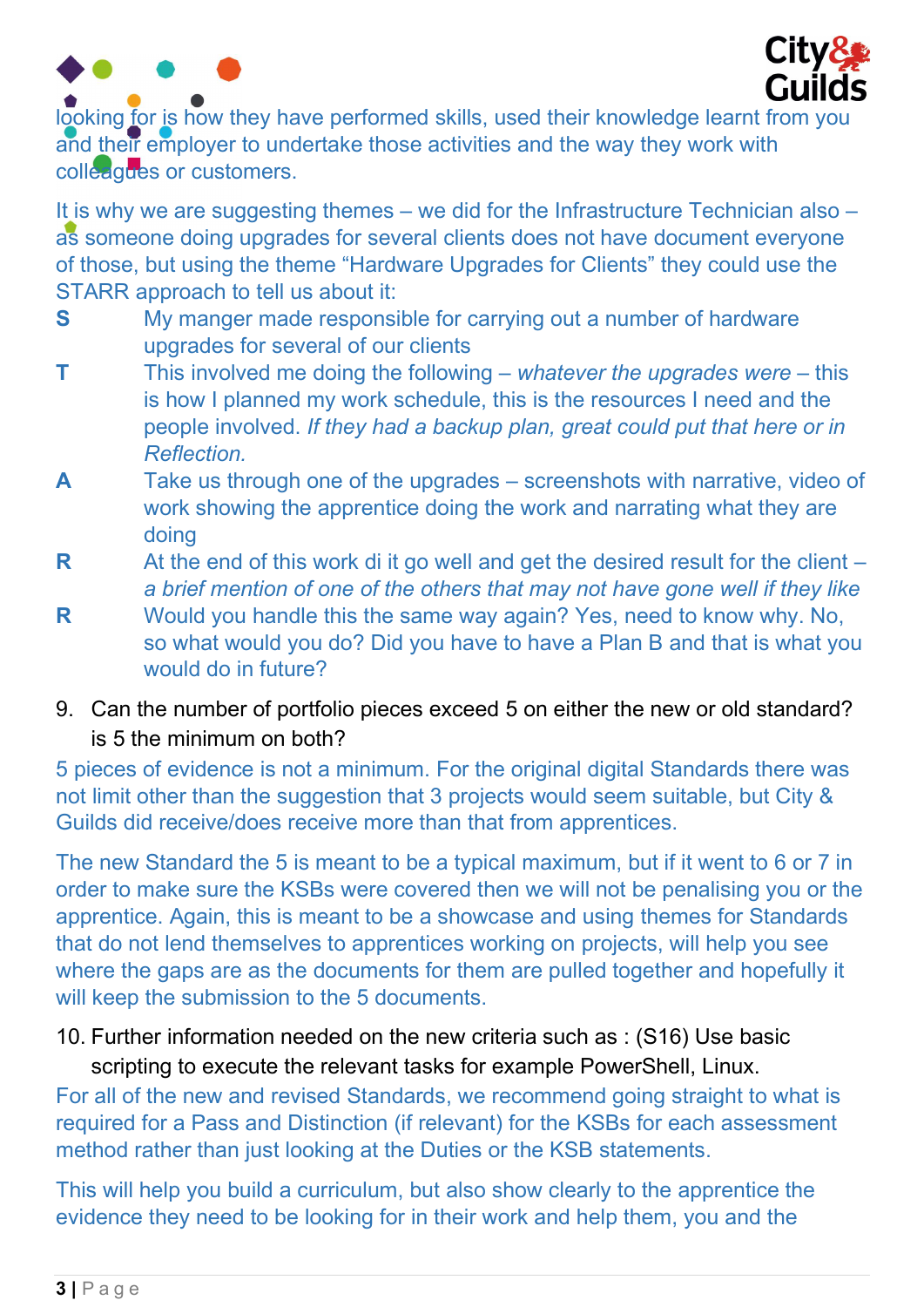looking for is how they have performed skills, used their knowledge learnt from you and their employer to undertake those activities and the way they work with colleagues or customers.

It is why we are suggesting themes – we did for the Infrastructure Technician also – as someone doing upgrades for several clients does not have document everyone of those, but using the theme "Hardware Upgrades for Clients" they could use the STARR approach to tell us about it:

**S** My manger made responsible for carrying out a number of hardware upgrades for several of our clients

**T** This involved me doing the following – *whatever the upgrades were* – this is how I planned my work schedule, this is the resources I need and the people involved. *If they had a backup plan, great could put that here or in Reflection.*

**A** Take us through one of the upgrades – screenshots with narrative, video of work showing the apprentice doing the work and narrating what they are doing

**R** At the end of this work di it go well and get the desired result for the client – *a brief mention of one of the others that may not have gone well if they like*

**R** Would you handle this the same way again? Yes, need to know why. No, so what would you do? Did you have to have a Plan B and that is what you would do in future?

9. Can the number of portfolio pieces exceed 5 on either the new or old standard? is 5 the minimum on both?

5 pieces of evidence is not a minimum. For the original digital Standards there was not limit other than the suggestion that 3 projects would seem suitable, but City & Guilds did receive/does receive more than that from apprentices.

The new Standard the 5 is meant to be a typical maximum, but if it went to 6 or 7 in order to make sure the KSBs were covered then we will not be penalising you or the apprentice. Again, this is meant to be a showcase and using themes for Standards that do not lend themselves to apprentices working on projects, will help you see where the gaps are as the documents for them are pulled together and hopefully it will keep the submission to the 5 documents.

10. Further information needed on the new criteria such as : (S16) Use basic scripting to execute the relevant tasks for example PowerShell, Linux.

For all of the new and revised Standards, we recommend going straight to what is required for a Pass and Distinction (if relevant) for the KSBs for each assessment method rather than just looking at the Duties or the KSB statements.

This will help you build a curriculum, but also show clearly to the apprentice the evidence they need to be looking for in their work and help them, you and the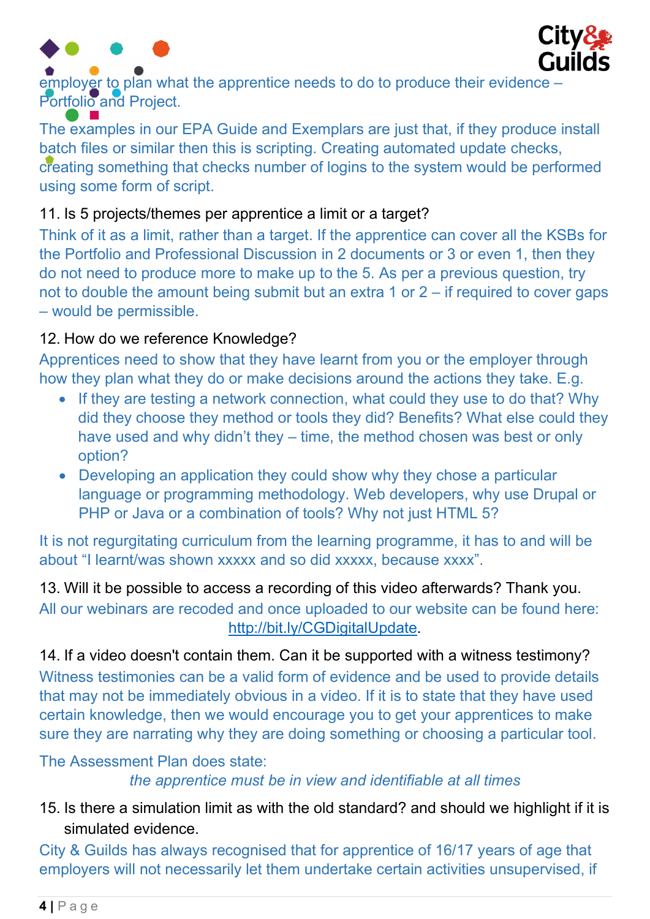employer to plan what the apprentice needs to do to produce their evidence – Portfolio and Project.

The examples in our EPA Guide and Exemplars are just that, if they produce install batch files or similar then this is scripting. Creating automated update checks, creating something that checks number of logins to the system would be performed using some form of script.

11. Is 5 projects/themes per apprentice a limit or a target?

Think of it as a limit, rather than a target. If the apprentice can cover all the KSBs for the Portfolio and Professional Discussion in 2 documents or 3 or even 1, then they do not need to produce more to make up to the 5. As per a previous question, try not to double the amount being submit but an extra 1 or 2 – if required to cover gaps – would be permissible.

12. How do we reference Knowledge?

Apprentices need to show that they have learnt from you or the employer through how they plan what they do or make decisions around the actions they take. E.g.

- If they are testing a network connection, what could they use to do that? Why did they choose they method or tools they did? Benefits? What else could they have used and why didn't they – time, the method chosen was best or only option?
- Developing an application they could show why they chose a particular language or programming methodology. Web developers, why use Drupal or PHP or Java or a combination of tools? Why not just HTML 5?

It is not regurgitating curriculum from the learning programme, it has to and will be about "I learnt/was shown xxxxx and so did xxxxx, because xxxx".

13. Will it be possible to access a recording of this video afterwards? Thank you.

All our webinars are recoded and once uploaded to our website can be found here: http://bit.ly/CGDigitalUpdate.

14. If a video doesn't contain them. Can it be supported with a witness testimony?

Witness testimonies can be a valid form of evidence and be used to provide details that may not be immediately obvious in a video. If it is to state that they have used certain knowledge, then we would encourage you to get your apprentices to make sure they are narrating why they are doing something or choosing a particular tool.

The Assessment Plan does state:

*the apprentice must be in view and identifiable at all times*

15. Is there a simulation limit as with the old standard? and should we highlight if it is simulated evidence.

City & Guilds has always recognised that for apprentice of 16/17 years of age that employers will not necessarily let them undertake certain activities unsupervised, if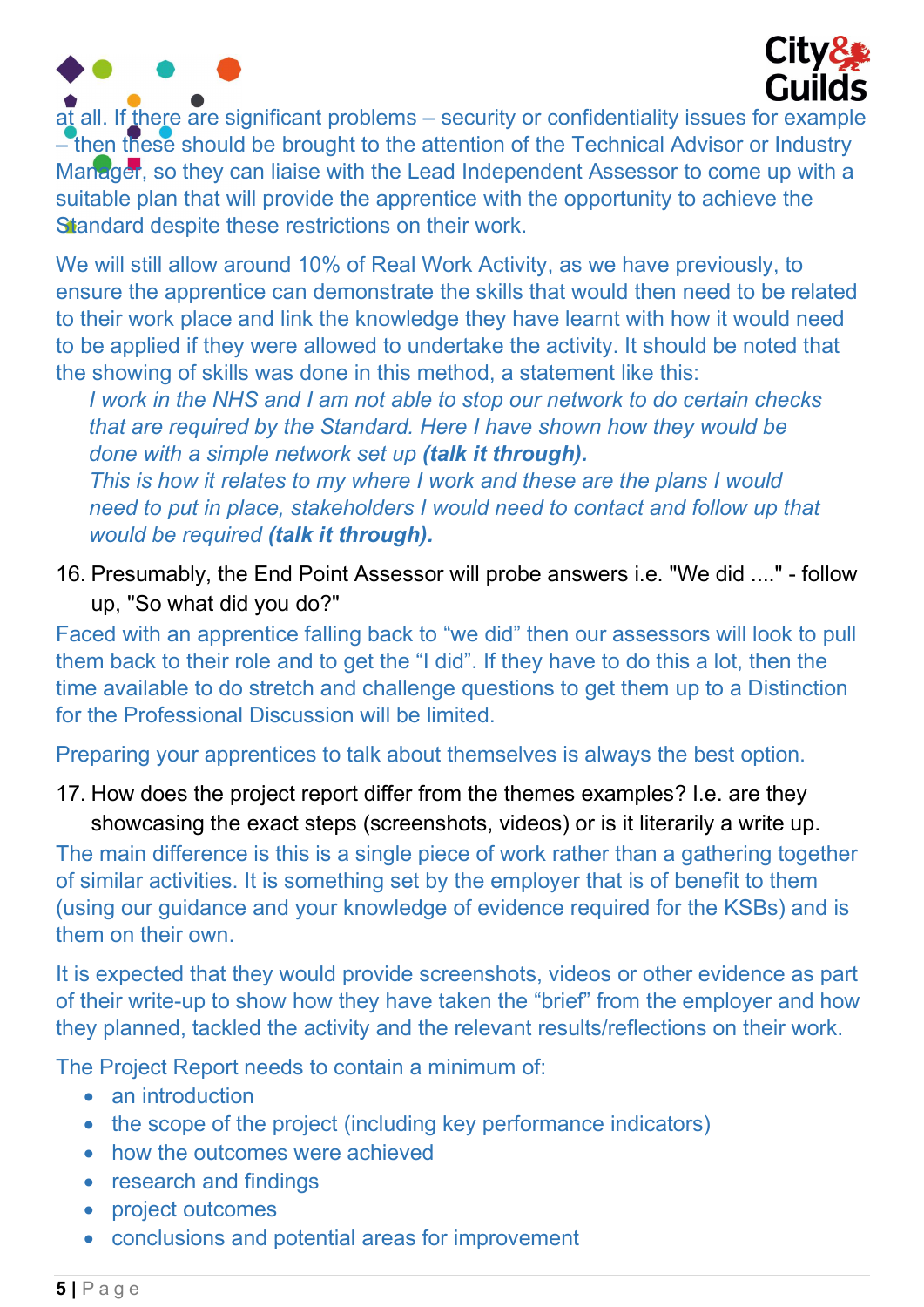at all. If there are significant problems – security or confidentiality issues for example – then these should be brought to the attention of the Technical Advisor or Industry Manager, so they can liaise with the Lead Independent Assessor to come up with a suitable plan that will provide the apprentice with the opportunity to achieve the Standard despite these restrictions on their work.

We will still allow around 10% of Real Work Activity, as we have previously, to ensure the apprentice can demonstrate the skills that would then need to be related to their work place and link the knowledge they have learnt with how it would need to be applied if they were allowed to undertake the activity. It should be noted that the showing of skills was done in this method, a statement like this:

> *I work in the NHS and I am not able to stop our network to do certain checks that are required by the Standard. Here I have shown how they would be done with a simple network set up* ***(talk it through).***
> *This is how it relates to my where I work and these are the plans I would need to put in place, stakeholders I would need to contact and follow up that would be required* ***(talk it through).***

16. Presumably, the End Point Assessor will probe answers i.e. "We did ...." - follow up, "So what did you do?"

Faced with an apprentice falling back to "we did" then our assessors will look to pull them back to their role and to get the "I did". If they have to do this a lot, then the time available to do stretch and challenge questions to get them up to a Distinction for the Professional Discussion will be limited.

Preparing your apprentices to talk about themselves is always the best option.

17. How does the project report differ from the themes examples? I.e. are they showcasing the exact steps (screenshots, videos) or is it literarily a write up.

The main difference is this is a single piece of work rather than a gathering together of similar activities. It is something set by the employer that is of benefit to them (using our guidance and your knowledge of evidence required for the KSBs) and is them on their own.

It is expected that they would provide screenshots, videos or other evidence as part of their write-up to show how they have taken the "brief" from the employer and how they planned, tackled the activity and the relevant results/reflections on their work.

The Project Report needs to contain a minimum of:

- an introduction
- the scope of the project (including key performance indicators)
- how the outcomes were achieved
- research and findings
- project outcomes
- conclusions and potential areas for improvement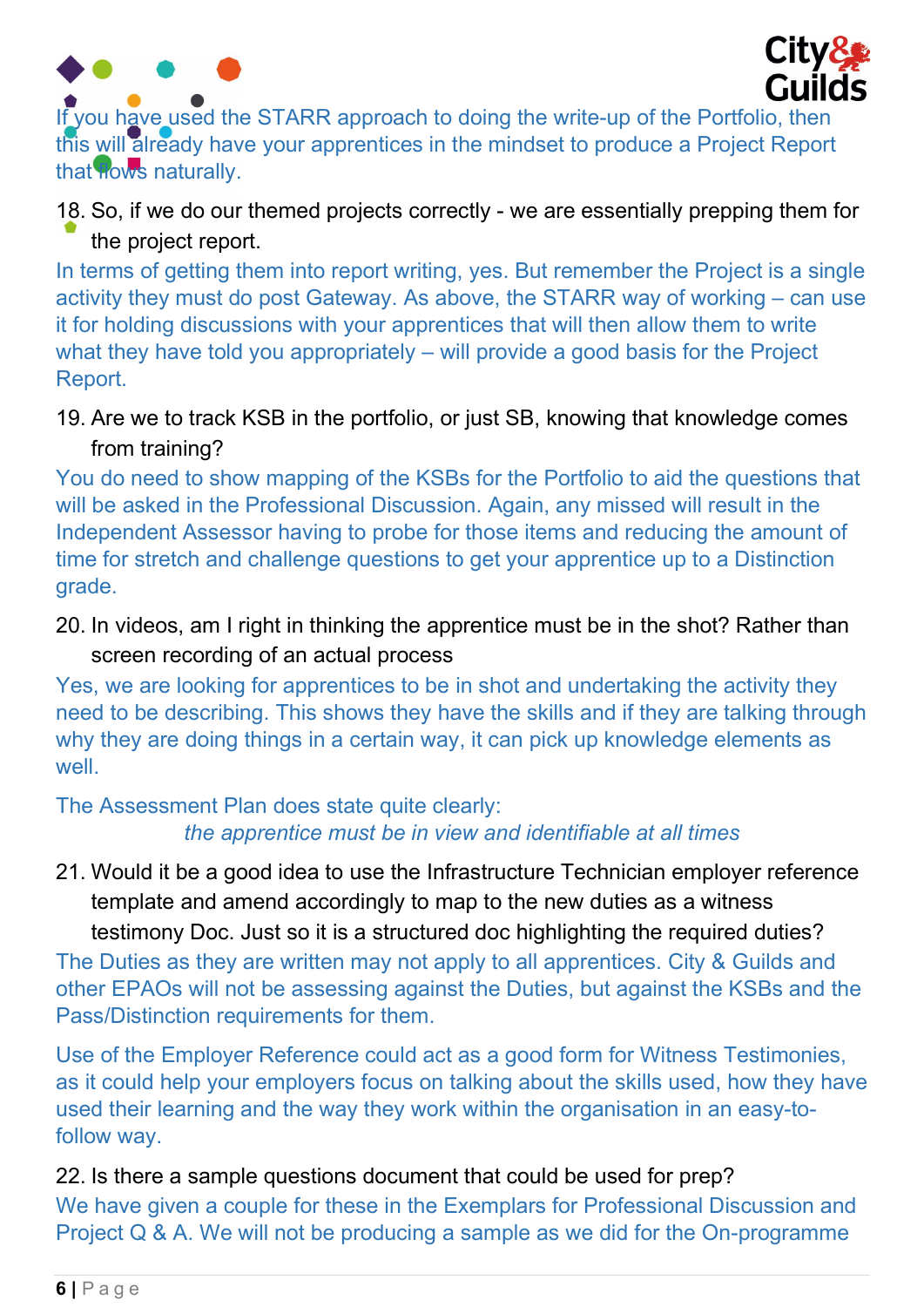If you have used the STARR approach to doing the write-up of the Portfolio, then this will already have your apprentices in the mindset to produce a Project Report that flows naturally.

18. So, if we do our themed projects correctly - we are essentially prepping them for the project report.

In terms of getting them into report writing, yes. But remember the Project is a single activity they must do post Gateway. As above, the STARR way of working – can use it for holding discussions with your apprentices that will then allow them to write what they have told you appropriately – will provide a good basis for the Project Report.

19. Are we to track KSB in the portfolio, or just SB, knowing that knowledge comes from training?

You do need to show mapping of the KSBs for the Portfolio to aid the questions that will be asked in the Professional Discussion. Again, any missed will result in the Independent Assessor having to probe for those items and reducing the amount of time for stretch and challenge questions to get your apprentice up to a Distinction grade.

20. In videos, am I right in thinking the apprentice must be in the shot? Rather than screen recording of an actual process

Yes, we are looking for apprentices to be in shot and undertaking the activity they need to be describing. This shows they have the skills and if they are talking through why they are doing things in a certain way, it can pick up knowledge elements as well.

The Assessment Plan does state quite clearly:

*the apprentice must be in view and identifiable at all times*

21. Would it be a good idea to use the Infrastructure Technician employer reference template and amend accordingly to map to the new duties as a witness testimony Doc. Just so it is a structured doc highlighting the required duties?

The Duties as they are written may not apply to all apprentices. City & Guilds and other EPAOs will not be assessing against the Duties, but against the KSBs and the Pass/Distinction requirements for them.

Use of the Employer Reference could act as a good form for Witness Testimonies, as it could help your employers focus on talking about the skills used, how they have used their learning and the way they work within the organisation in an easy-to-follow way.

22. Is there a sample questions document that could be used for prep?

We have given a couple for these in the Exemplars for Professional Discussion and Project Q & A. We will not be producing a sample as we did for the On-programme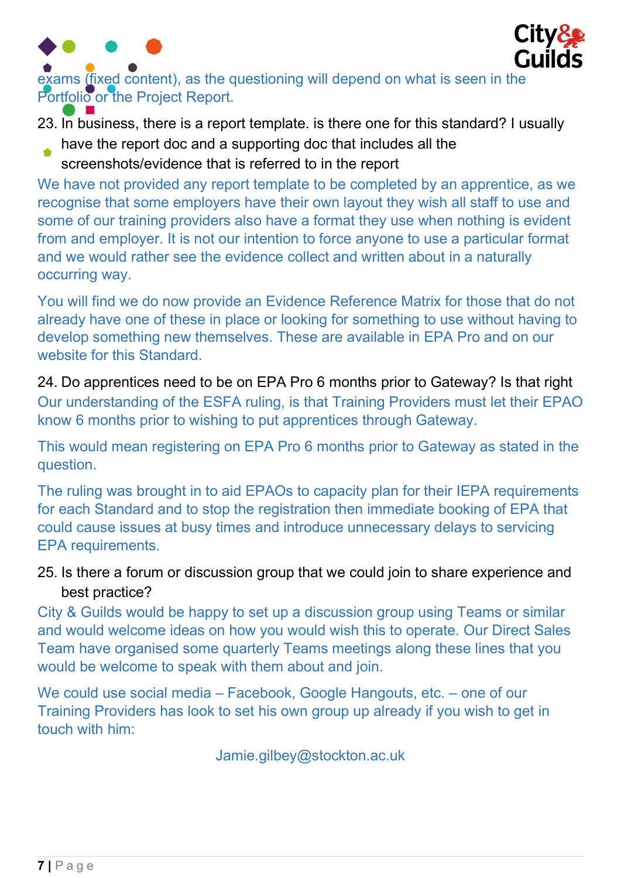exams (fixed content), as the questioning will depend on what is seen in the Portfolio or the Project Report.

23. In business, there is a report template. is there one for this standard? I usually have the report doc and a supporting doc that includes all the screenshots/evidence that is referred to in the report

We have not provided any report template to be completed by an apprentice, as we recognise that some employers have their own layout they wish all staff to use and some of our training providers also have a format they use when nothing is evident from and employer. It is not our intention to force anyone to use a particular format and we would rather see the evidence collect and written about in a naturally occurring way.

You will find we do now provide an Evidence Reference Matrix for those that do not already have one of these in place or looking for something to use without having to develop something new themselves. These are available in EPA Pro and on our website for this Standard.

24. Do apprentices need to be on EPA Pro 6 months prior to Gateway? Is that right

Our understanding of the ESFA ruling, is that Training Providers must let their EPAO know 6 months prior to wishing to put apprentices through Gateway.

This would mean registering on EPA Pro 6 months prior to Gateway as stated in the question.

The ruling was brought in to aid EPAOs to capacity plan for their IEPA requirements for each Standard and to stop the registration then immediate booking of EPA that could cause issues at busy times and introduce unnecessary delays to servicing EPA requirements.

25. Is there a forum or discussion group that we could join to share experience and best practice?

City & Guilds would be happy to set up a discussion group using Teams or similar and would welcome ideas on how you would wish this to operate. Our Direct Sales Team have organised some quarterly Teams meetings along these lines that you would be welcome to speak with them about and join.

We could use social media – Facebook, Google Hangouts, etc. – one of our Training Providers has look to set his own group up already if you wish to get in touch with him:

Jamie.gilbey@stockton.ac.uk